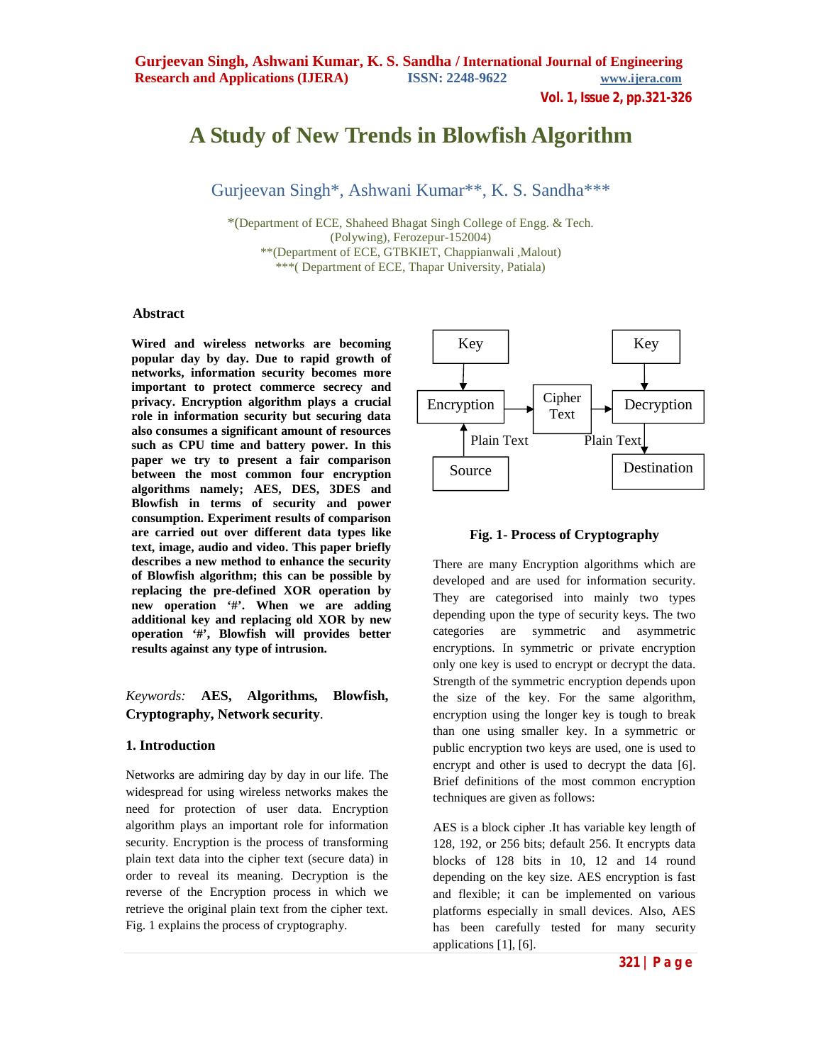# A Study of New Trends in Blowfish Algorithm

Gurjeevan Singh*, Ashwani Kumar**, K. S. Sandha***

*(Department of ECE, Shaheed Bhagat Singh College of Engg. & Tech. (Polywing), Ferozepur-152004)
**(Department of ECE, GTBKIET, Chappianwali ,Malout)
***( Department of ECE, Thapar University, Patiala)

## Abstract

**Wired and wireless networks are becoming popular day by day. Due to rapid growth of networks, information security becomes more important to protect commerce secrecy and privacy. Encryption algorithm plays a crucial role in information security but securing data also consumes a significant amount of resources such as CPU time and battery power. In this paper we try to present a fair comparison between the most common four encryption algorithms namely; AES, DES, 3DES and Blowfish in terms of security and power consumption. Experiment results of comparison are carried out over different data types like text, image, audio and video. This paper briefly describes a new method to enhance the security of Blowfish algorithm; this can be possible by replacing the pre-defined XOR operation by new operation '#'. When we are adding additional key and replacing old XOR by new operation '#', Blowfish will provides better results against any type of intrusion.**

*Keywords:* **AES, Algorithms, Blowfish, Cryptography, Network security**.

## 1. Introduction

Networks are admiring day by day in our life. The widespread for using wireless networks makes the need for protection of user data. Encryption algorithm plays an important role for information security. Encryption is the process of transforming plain text data into the cipher text (secure data) in order to reveal its meaning. Decryption is the reverse of the Encryption process in which we retrieve the original plain text from the cipher text. Fig. 1 explains the process of cryptography.

```
  Key                              Key
   |                                |
   v                                v
Encryption --> Cipher Text --> Decryption
   ^                                |
   | Plain Text          Plain Text |
   |                                v
 Source                        Destination
```

**Fig. 1- Process of Cryptography**

There are many Encryption algorithms which are developed and are used for information security. They are categorised into mainly two types depending upon the type of security keys. The two categories are symmetric and asymmetric encryptions. In symmetric or private encryption only one key is used to encrypt or decrypt the data. Strength of the symmetric encryption depends upon the size of the key. For the same algorithm, encryption using the longer key is tough to break than one using smaller key. In a symmetric or public encryption two keys are used, one is used to encrypt and other is used to decrypt the data [6]. Brief definitions of the most common encryption techniques are given as follows:

AES is a block cipher .It has variable key length of 128, 192, or 256 bits; default 256. It encrypts data blocks of 128 bits in 10, 12 and 14 round depending on the key size. AES encryption is fast and flexible; it can be implemented on various platforms especially in small devices. Also, AES has been carefully tested for many security applications [1], [6].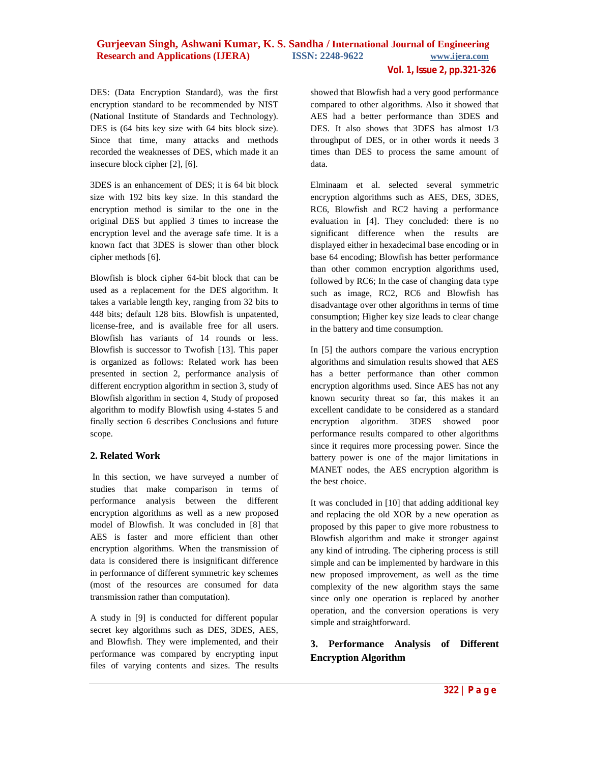DES: (Data Encryption Standard), was the first encryption standard to be recommended by NIST (National Institute of Standards and Technology). DES is (64 bits key size with 64 bits block size). Since that time, many attacks and methods recorded the weaknesses of DES, which made it an insecure block cipher [2], [6].

3DES is an enhancement of DES; it is 64 bit block size with 192 bits key size. In this standard the encryption method is similar to the one in the original DES but applied 3 times to increase the encryption level and the average safe time. It is a known fact that 3DES is slower than other block cipher methods [6].

Blowfish is block cipher 64-bit block that can be used as a replacement for the DES algorithm. It takes a variable length key, ranging from 32 bits to 448 bits; default 128 bits. Blowfish is unpatented, license-free, and is available free for all users. Blowfish has variants of 14 rounds or less. Blowfish is successor to Twofish [13]. This paper is organized as follows: Related work has been presented in section 2, performance analysis of different encryption algorithm in section 3, study of Blowfish algorithm in section 4, Study of proposed algorithm to modify Blowfish using 4-states 5 and finally section 6 describes Conclusions and future scope.

## 2. Related Work

In this section, we have surveyed a number of studies that make comparison in terms of performance analysis between the different encryption algorithms as well as a new proposed model of Blowfish. It was concluded in [8] that AES is faster and more efficient than other encryption algorithms. When the transmission of data is considered there is insignificant difference in performance of different symmetric key schemes (most of the resources are consumed for data transmission rather than computation).

A study in [9] is conducted for different popular secret key algorithms such as DES, 3DES, AES, and Blowfish. They were implemented, and their performance was compared by encrypting input files of varying contents and sizes. The results showed that Blowfish had a very good performance compared to other algorithms. Also it showed that AES had a better performance than 3DES and DES. It also shows that 3DES has almost 1/3 throughput of DES, or in other words it needs 3 times than DES to process the same amount of data.

Elminaam et al. selected several symmetric encryption algorithms such as AES, DES, 3DES, RC6, Blowfish and RC2 having a performance evaluation in [4]. They concluded: there is no significant difference when the results are displayed either in hexadecimal base encoding or in base 64 encoding; Blowfish has better performance than other common encryption algorithms used, followed by RC6; In the case of changing data type such as image, RC2, RC6 and Blowfish has disadvantage over other algorithms in terms of time consumption; Higher key size leads to clear change in the battery and time consumption.

In [5] the authors compare the various encryption algorithms and simulation results showed that AES has a better performance than other common encryption algorithms used. Since AES has not any known security threat so far, this makes it an excellent candidate to be considered as a standard encryption algorithm. 3DES showed poor performance results compared to other algorithms since it requires more processing power. Since the battery power is one of the major limitations in MANET nodes, the AES encryption algorithm is the best choice.

It was concluded in [10] that adding additional key and replacing the old XOR by a new operation as proposed by this paper to give more robustness to Blowfish algorithm and make it stronger against any kind of intruding. The ciphering process is still simple and can be implemented by hardware in this new proposed improvement, as well as the time complexity of the new algorithm stays the same since only one operation is replaced by another operation, and the conversion operations is very simple and straightforward.

## 3. Performance Analysis of Different Encryption Algorithm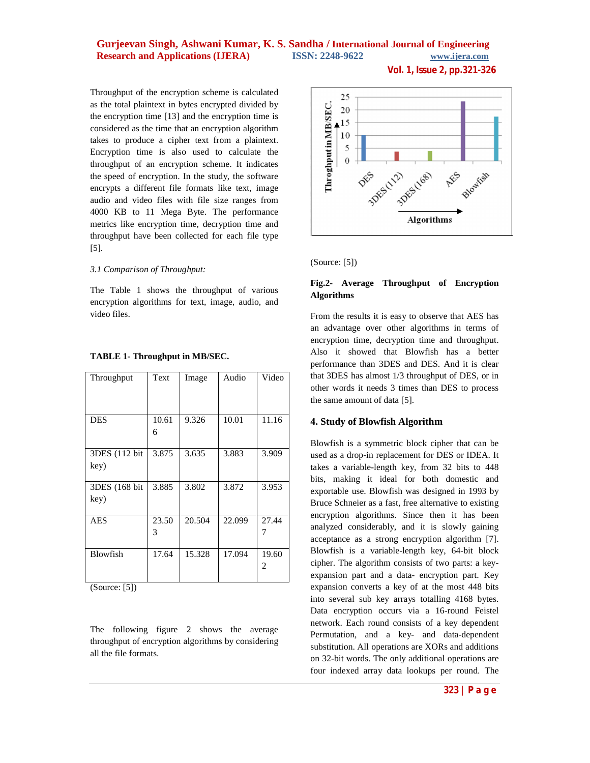Throughput of the encryption scheme is calculated as the total plaintext in bytes encrypted divided by the encryption time [13] and the encryption time is considered as the time that an encryption algorithm takes to produce a cipher text from a plaintext. Encryption time is also used to calculate the throughput of an encryption scheme. It indicates the speed of encryption. In the study, the software encrypts a different file formats like text, image audio and video files with file size ranges from 4000 KB to 11 Mega Byte. The performance metrics like encryption time, decryption time and throughput have been collected for each file type [5].

*3.1 Comparison of Throughput:*

The Table 1 shows the throughput of various encryption algorithms for text, image, audio, and video files.

**TABLE 1- Throughput in MB/SEC.**

| Throughput | Text | Image | Audio | Video |
|---|---|---|---|---|
| DES | 10.616 | 9.326 | 10.01 | 11.16 |
| 3DES (112 bit key) | 3.875 | 3.635 | 3.883 | 3.909 |
| 3DES (168 bit key) | 3.885 | 3.802 | 3.872 | 3.953 |
| AES | 23.503 | 20.504 | 22.099 | 27.447 |
| Blowfish | 17.64 | 15.328 | 17.094 | 19.602 |

(Source: [5])

The following figure 2 shows the average throughput of encryption algorithms by considering all the file formats.

(Source: [5])

**Fig.2- Average Throughput of Encryption Algorithms**

From the results it is easy to observe that AES has an advantage over other algorithms in terms of encryption time, decryption time and throughput. Also it showed that Blowfish has a better performance than 3DES and DES. And it is clear that 3DES has almost 1/3 throughput of DES, or in other words it needs 3 times than DES to process the same amount of data [5].

## 4. Study of Blowfish Algorithm

Blowfish is a symmetric block cipher that can be used as a drop-in replacement for DES or IDEA. It takes a variable-length key, from 32 bits to 448 bits, making it ideal for both domestic and exportable use. Blowfish was designed in 1993 by Bruce Schneier as a fast, free alternative to existing encryption algorithms. Since then it has been analyzed considerably, and it is slowly gaining acceptance as a strong encryption algorithm [7]. Blowfish is a variable-length key, 64-bit block cipher. The algorithm consists of two parts: a key-expansion part and a data- encryption part. Key expansion converts a key of at the most 448 bits into several sub key arrays totalling 4168 bytes. Data encryption occurs via a 16-round Feistel network. Each round consists of a key dependent Permutation, and a key- and data-dependent substitution. All operations are XORs and additions on 32-bit words. The only additional operations are four indexed array data lookups per round. The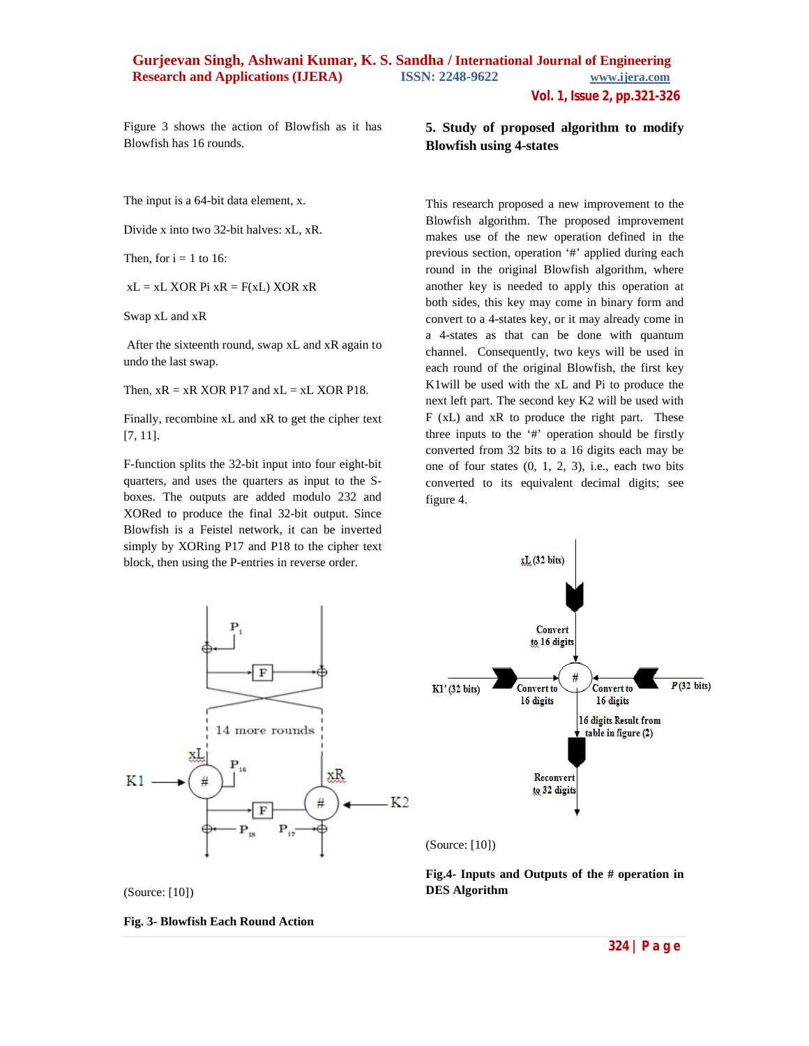Figure 3 shows the action of Blowfish as it has Blowfish has 16 rounds.

The input is a 64-bit data element, x.

Divide x into two 32-bit halves: xL, xR.

Then, for i = 1 to 16:

xL = xL XOR Pi xR = F(xL) XOR xR

Swap xL and xR

After the sixteenth round, swap xL and xR again to undo the last swap.

Then, xR = xR XOR P17 and xL = xL XOR P18.

Finally, recombine xL and xR to get the cipher text [7, 11].

F-function splits the 32-bit input into four eight-bit quarters, and uses the quarters as input to the S-boxes. The outputs are added modulo 232 and XORed to produce the final 32-bit output. Since Blowfish is a Feistel network, it can be inverted simply by XORing P17 and P18 to the cipher text block, then using the P-entries in reverse order.

(Source: [10])

**Fig. 3- Blowfish Each Round Action**

## 5. Study of proposed algorithm to modify Blowfish using 4-states

This research proposed a new improvement to the Blowfish algorithm. The proposed improvement makes use of the new operation defined in the previous section, operation '#' applied during each round in the original Blowfish algorithm, where another key is needed to apply this operation at both sides, this key may come in binary form and convert to a 4-states key, or it may already come in a 4-states that can be done with quantum channel. Consequently, two keys will be used in each round of the original Blowfish, the first key K1will be used with the xL and Pi to produce the next left part. The second key K2 will be used with F (xL) and xR to produce the right part. These three inputs to the '#' operation should be firstly converted from 32 bits to a 16 digits each may be one of four states (0, 1, 2, 3), i.e., each two bits converted to its equivalent decimal digits; see figure 4.

(Source: [10])

**Fig.4- Inputs and Outputs of the # operation in DES Algorithm**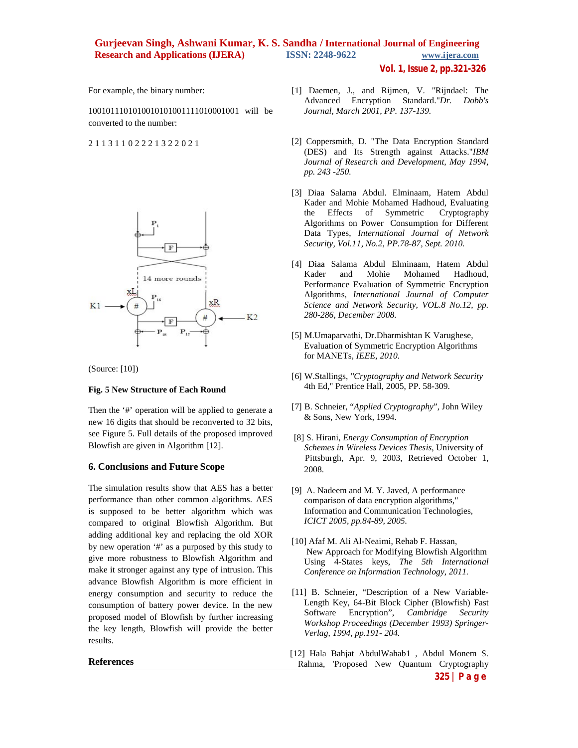For example, the binary number:

10010111010100101010011110100001001 will be converted to the number:

2 1 1 3 1 1 0 2 2 2 1 3 2 2 0 2 1

(Source: [10])

**Fig. 5 New Structure of Each Round**

Then the '#' operation will be applied to generate a new 16 digits that should be reconverted to 32 bits, see Figure 5. Full details of the proposed improved Blowfish are given in Algorithm [12].

## 6. Conclusions and Future Scope

The simulation results show that AES has a better performance than other common algorithms. AES is supposed to be better algorithm which was compared to original Blowfish Algorithm. But adding additional key and replacing the old XOR by new operation '#' as a purposed by this study to give more robustness to Blowfish Algorithm and make it stronger against any type of intrusion. This advance Blowfish Algorithm is more efficient in energy consumption and security to reduce the consumption of battery power device. In the new proposed model of Blowfish by further increasing the key length, Blowfish will provide the better results.

## References

[1] Daemen, J., and Rijmen, V. "Rijndael: The Advanced Encryption Standard."*Dr. Dobb's Journal, March 2001, PP. 137-139.*

[2] Coppersmith, D. "The Data Encryption Standard (DES) and Its Strength against Attacks."*IBM Journal of Research and Development, May 1994, pp. 243 -250.*

[3] Diaa Salama Abdul. Elminaam, Hatem Abdul Kader and Mohie Mohamed Hadhoud, Evaluating the Effects of Symmetric Cryptography Algorithms on Power Consumption for Different Data Types, *International Journal of Network Security, Vol.11, No.2, PP.78-87, Sept. 2010.*

[4] Diaa Salama Abdul Elminaam, Hatem Abdul Kader and Mohie Mohamed Hadhoud, Performance Evaluation of Symmetric Encryption Algorithms, *International Journal of Computer Science and Network Security, VOL.8 No.12, pp. 280-286, December 2008.*

[5] M.Umaparvathi, Dr.Dharmishtan K Varughese, Evaluation of Symmetric Encryption Algorithms for MANETs, *IEEE, 2010.*

[6] W.Stallings, *"Cryptography and Network Security* 4th Ed," Prentice Hall, 2005, PP. 58-309.

[7] B. Schneier, "*Applied Cryptography*", John Wiley & Sons, New York, 1994.

[8] S. Hirani, *Energy Consumption of Encryption Schemes in Wireless Devices Thesis*, University of Pittsburgh, Apr. 9, 2003, Retrieved October 1, 2008.

[9] A. Nadeem and M. Y. Javed, A performance comparison of data encryption algorithms," Information and Communication Technologies, *ICICT 2005, pp.84-89, 2005.*

[10] Afaf M. Ali Al-Neaimi, Rehab F. Hassan, New Approach for Modifying Blowfish Algorithm Using 4-States keys, *The 5th International Conference on Information Technology, 2011.*

[11] B. Schneier, "Description of a New Variable-Length Key, 64-Bit Block Cipher (Blowfish) Fast Software Encryption", *Cambridge Security Workshop Proceedings (December 1993) Springer-Verlag, 1994, pp.191- 204.*

[12] Hala Bahjat AbdulWahab1 , Abdul Monem S. Rahma, 'Proposed New Quantum Cryptography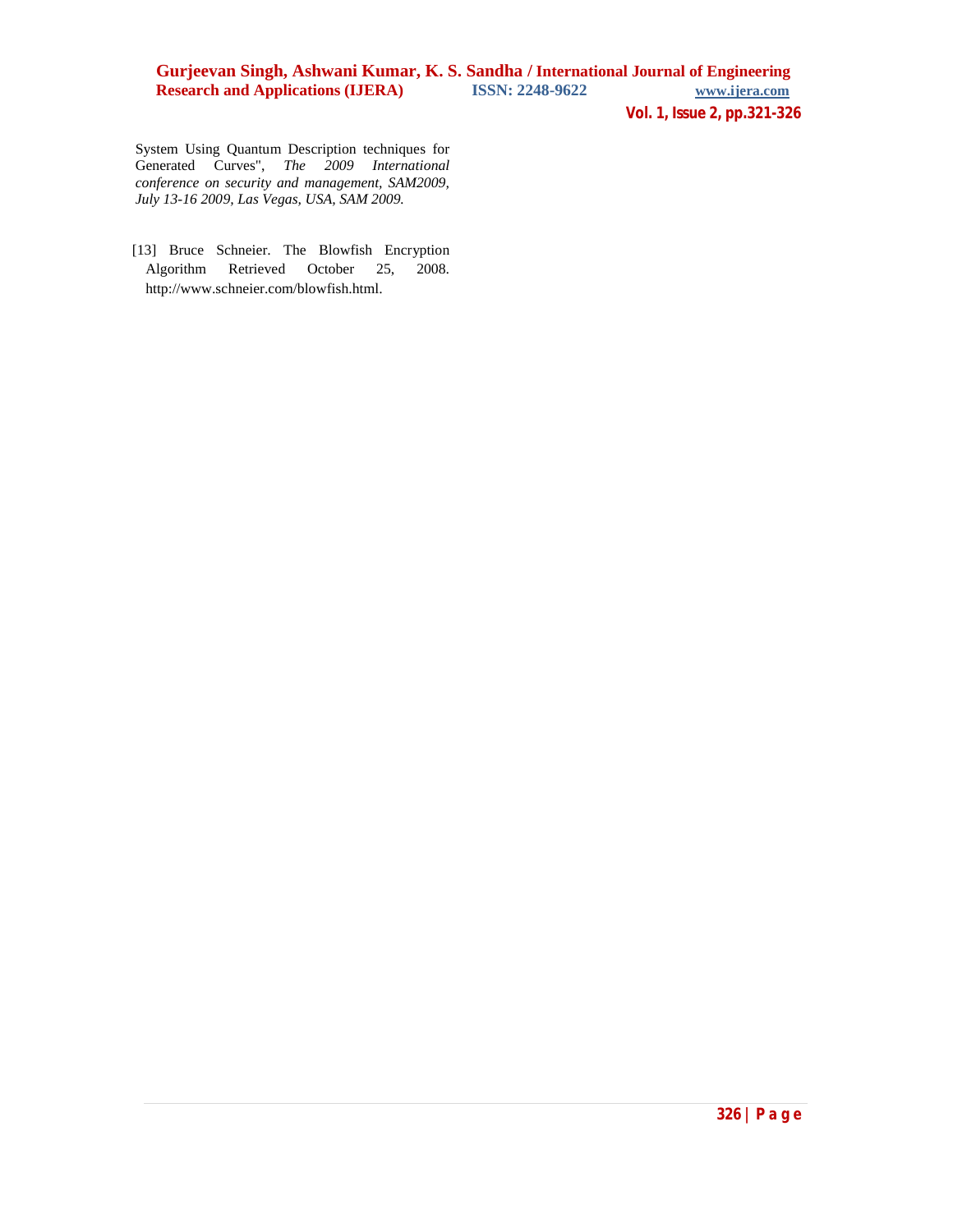System Using Quantum Description techniques for Generated Curves", *The 2009 International conference on security and management, SAM2009, July 13-16 2009, Las Vegas, USA, SAM 2009.*

[13] Bruce Schneier. The Blowfish Encryption Algorithm Retrieved October 25, 2008. http://www.schneier.com/blowfish.html.